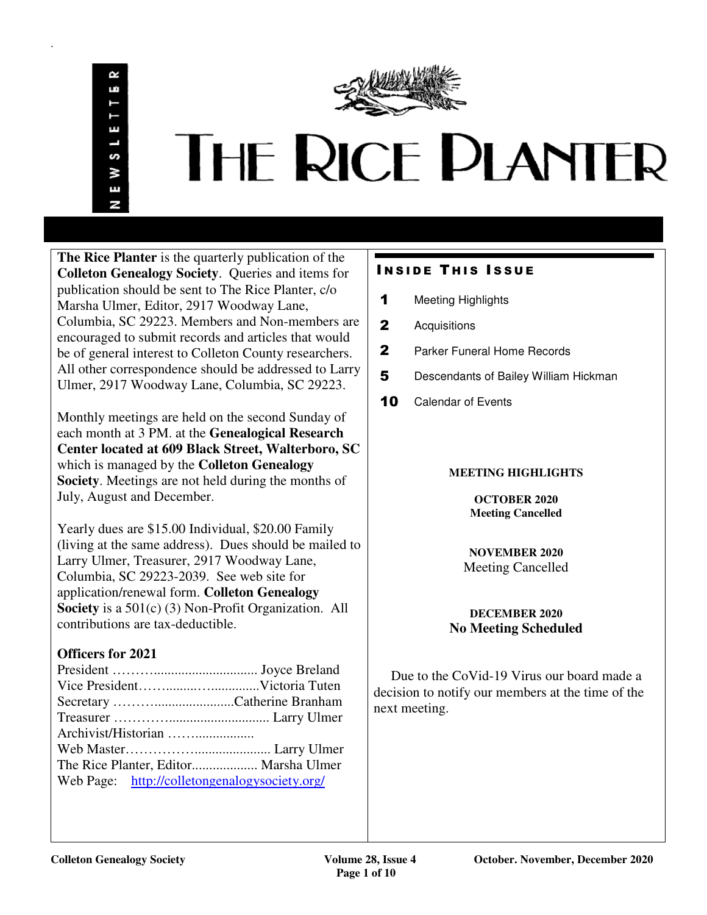# THE RICE PLANTER

NEWSLETTER

**The Rice Planter** is the quarterly publication of the **Colleton Genealogy Society**. Queries and items for publication should be sent to The Rice Planter, c/o Marsha Ulmer, Editor, 2917 Woodway Lane, Columbia, SC 29223. Members and Non-members are encouraged to submit records and articles that would be of general interest to Colleton County researchers. All other correspondence should be addressed to Larry Ulmer, 2917 Woodway Lane, Columbia, SC 29223.

Monthly meetings are held on the second Sunday of each month at 3 PM. at the **Genealogical Research Center located at 609 Black Street, Walterboro, SC** which is managed by the **Colleton Genealogy Society**. Meetings are not held during the months of July, August and December.

Yearly dues are $15.00 Individual, $20.00 Family (living at the same address). Dues should be mailed to Larry Ulmer, Treasurer, 2917 Woodway Lane, Columbia, SC 29223-2039. See web site for application/renewal form. **Colleton Genealogy Society** is a 501(c) (3) Non-Profit Organization. All contributions are tax-deductible.

### Officers for 2021

President ………............................. Joyce Breland
Vice President……..........…..............Victoria Tuten
Secretary ………........................Catherine Branham
Treasurer ………….............................. Larry Ulmer
Archivist/Historian …….................
Web Master………………...................... Larry Ulmer
The Rice Planter, Editor................... Marsha Ulmer
Web Page: http://colletongenalogysociety.org/

## INSIDE THIS ISSUE

- **1** Meeting Highlights
- **2** Acquisitions
- **2** Parker Funeral Home Records
- **5** Descendants of Bailey William Hickman
- **10** Calendar of Events

## MEETING HIGHLIGHTS

**OCTOBER 2020**
**Meeting Cancelled**

**NOVEMBER 2020**
Meeting Cancelled

**DECEMBER 2020**
**No Meeting Scheduled**

Due to the CoVid-19 Virus our board made a decision to notify our members at the time of the next meeting.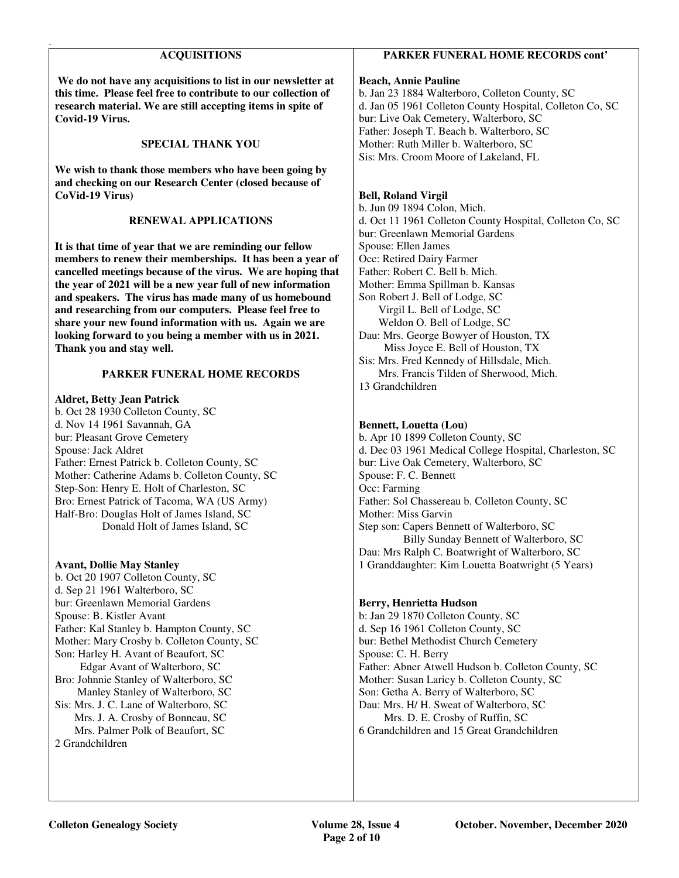## ACQUISITIONS

**We do not have any acquisitions to list in our newsletter at this time. Please feel free to contribute to our collection of research material. We are still accepting items in spite of Covid-19 Virus.**

## SPECIAL THANK YOU

**We wish to thank those members who have been going by and checking on our Research Center (closed because of CoVid-19 Virus)**

## RENEWAL APPLICATIONS

**It is that time of year that we are reminding our fellow members to renew their memberships. It has been a year of cancelled meetings because of the virus. We are hoping that the year of 2021 will be a new year full of new information and speakers. The virus has made many of us homebound and researching from our computers. Please feel free to share your new found information with us. Again we are looking forward to you being a member with us in 2021. Thank you and stay well.**

## PARKER FUNERAL HOME RECORDS

**Aldret, Betty Jean Patrick**
b. Oct 28 1930 Colleton County, SC
d. Nov 14 1961 Savannah, GA
bur: Pleasant Grove Cemetery
Spouse: Jack Aldret
Father: Ernest Patrick b. Colleton County, SC
Mother: Catherine Adams b. Colleton County, SC
Step-Son: Henry E. Holt of Charleston, SC
Bro: Ernest Patrick of Tacoma, WA (US Army)
Half-Bro: Douglas Holt of James Island, SC
Donald Holt of James Island, SC

**Avant, Dollie May Stanley**
b. Oct 20 1907 Colleton County, SC
d. Sep 21 1961 Walterboro, SC
bur: Greenlawn Memorial Gardens
Spouse: B. Kistler Avant
Father: Kal Stanley b. Hampton County, SC
Mother: Mary Crosby b. Colleton County, SC
Son: Harley H. Avant of Beaufort, SC
Edgar Avant of Walterboro, SC
Bro: Johnnie Stanley of Walterboro, SC
Manley Stanley of Walterboro, SC
Sis: Mrs. J. C. Lane of Walterboro, SC
Mrs. J. A. Crosby of Bonneau, SC
Mrs. Palmer Polk of Beaufort, SC
2 Grandchildren

## PARKER FUNERAL HOME RECORDS cont'

**Beach, Annie Pauline**
b. Jan 23 1884 Walterboro, Colleton County, SC
d. Jan 05 1961 Colleton County Hospital, Colleton Co, SC
bur: Live Oak Cemetery, Walterboro, SC
Father: Joseph T. Beach b. Walterboro, SC
Mother: Ruth Miller b. Walterboro, SC
Sis: Mrs. Croom Moore of Lakeland, FL

**Bell, Roland Virgil**
b. Jun 09 1894 Colon, Mich.
d. Oct 11 1961 Colleton County Hospital, Colleton Co, SC
bur: Greenlawn Memorial Gardens
Spouse: Ellen James
Occ: Retired Dairy Farmer
Father: Robert C. Bell b. Mich.
Mother: Emma Spillman b. Kansas
Son Robert J. Bell of Lodge, SC
Virgil L. Bell of Lodge, SC
Weldon O. Bell of Lodge, SC
Dau: Mrs. George Bowyer of Houston, TX
Miss Joyce E. Bell of Houston, TX
Sis: Mrs. Fred Kennedy of Hillsdale, Mich.
Mrs. Francis Tilden of Sherwood, Mich.
13 Grandchildren

**Bennett, Louetta (Lou)**
b. Apr 10 1899 Colleton County, SC
d. Dec 03 1961 Medical College Hospital, Charleston, SC
bur: Live Oak Cemetery, Walterboro, SC
Spouse: F. C. Bennett
Occ: Farming
Father: Sol Chassereau b. Colleton County, SC
Mother: Miss Garvin
Step son: Capers Bennett of Walterboro, SC
Billy Sunday Bennett of Walterboro, SC
Dau: Mrs Ralph C. Boatwright of Walterboro, SC
1 Granddaughter: Kim Louetta Boatwright (5 Years)

**Berry, Henrietta Hudson**
b: Jan 29 1870 Colleton County, SC
d. Sep 16 1961 Colleton County, SC
bur: Bethel Methodist Church Cemetery
Spouse: C. H. Berry
Father: Abner Atwell Hudson b. Colleton County, SC
Mother: Susan Laricy b. Colleton County, SC
Son: Getha A. Berry of Walterboro, SC
Dau: Mrs. H/ H. Sweat of Walterboro, SC
Mrs. D. E. Crosby of Ruffin, SC
6 Grandchildren and 15 Great Grandchildren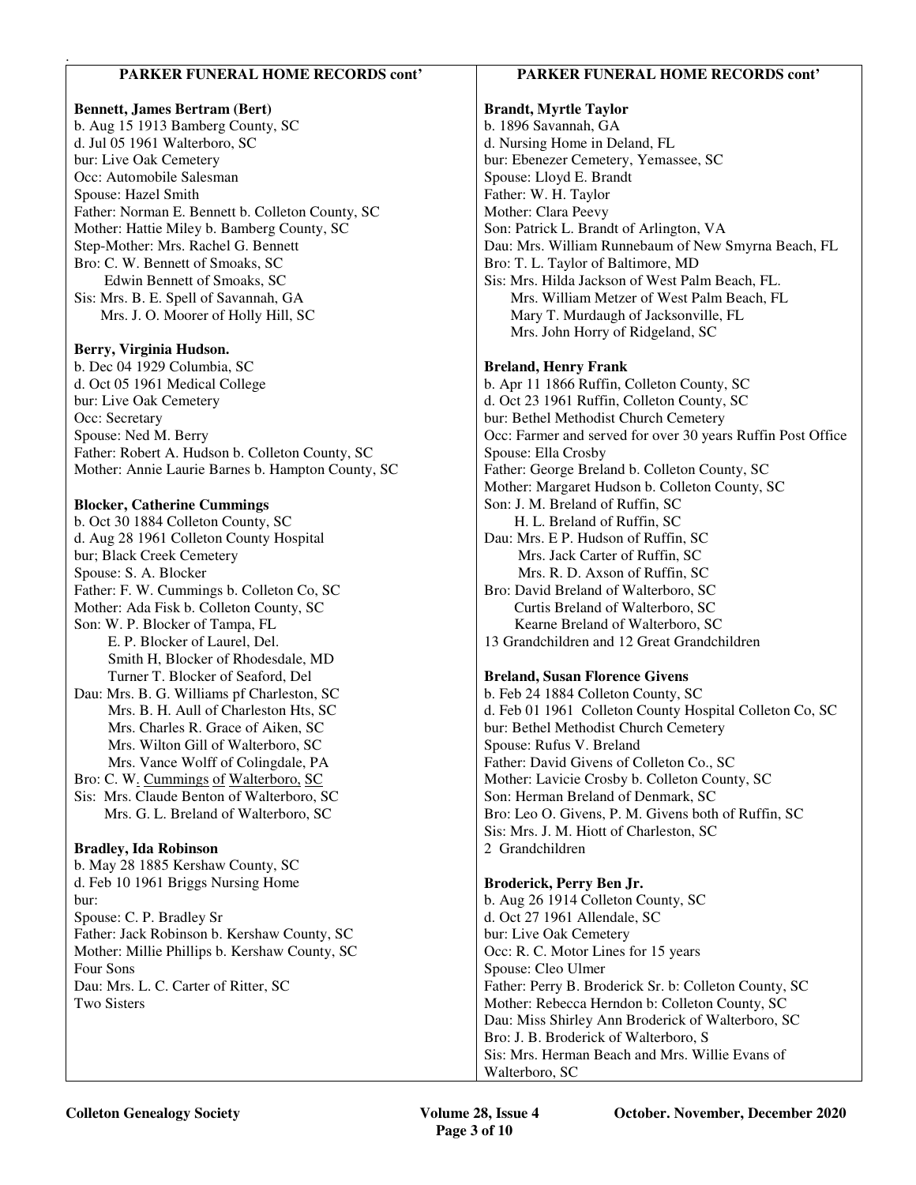## PARKER FUNERAL HOME RECORDS cont'

**Bennett, James Bertram (Bert)**
b. Aug 15 1913 Bamberg County, SC
d. Jul 05 1961 Walterboro, SC
bur: Live Oak Cemetery
Occ: Automobile Salesman
Spouse: Hazel Smith
Father: Norman E. Bennett b. Colleton County, SC
Mother: Hattie Miley b. Bamberg County, SC
Step-Mother: Mrs. Rachel G. Bennett
Bro: C. W. Bennett of Smoaks, SC
Edwin Bennett of Smoaks, SC
Sis: Mrs. B. E. Spell of Savannah, GA
Mrs. J. O. Moorer of Holly Hill, SC

**Berry, Virginia Hudson.**
b. Dec 04 1929 Columbia, SC
d. Oct 05 1961 Medical College
bur: Live Oak Cemetery
Occ: Secretary
Spouse: Ned M. Berry
Father: Robert A. Hudson b. Colleton County, SC
Mother: Annie Laurie Barnes b. Hampton County, SC

**Blocker, Catherine Cummings**
b. Oct 30 1884 Colleton County, SC
d. Aug 28 1961 Colleton County Hospital
bur; Black Creek Cemetery
Spouse: S. A. Blocker
Father: F. W. Cummings b. Colleton Co, SC
Mother: Ada Fisk b. Colleton County, SC
Son: W. P. Blocker of Tampa, FL
E. P. Blocker of Laurel, Del.
Smith H, Blocker of Rhodesdale, MD
Turner T. Blocker of Seaford, Del
Dau: Mrs. B. G. Williams pf Charleston, SC
Mrs. B. H. Aull of Charleston Hts, SC
Mrs. Charles R. Grace of Aiken, SC
Mrs. Wilton Gill of Walterboro, SC
Mrs. Vance Wolff of Colingdale, PA
Bro: C. W. Cummings of Walterboro, SC
Sis: Mrs. Claude Benton of Walterboro, SC
Mrs. G. L. Breland of Walterboro, SC

**Bradley, Ida Robinson**
b. May 28 1885 Kershaw County, SC
d. Feb 10 1961 Briggs Nursing Home
bur:
Spouse: C. P. Bradley Sr
Father: Jack Robinson b. Kershaw County, SC
Mother: Millie Phillips b. Kershaw County, SC
Four Sons
Dau: Mrs. L. C. Carter of Ritter, SC
Two Sisters

**Brandt, Myrtle Taylor**
b. 1896 Savannah, GA
d. Nursing Home in Deland, FL
bur: Ebenezer Cemetery, Yemassee, SC
Spouse: Lloyd E. Brandt
Father: W. H. Taylor
Mother: Clara Peevy
Son: Patrick L. Brandt of Arlington, VA
Dau: Mrs. William Runnebaum of New Smyrna Beach, FL
Bro: T. L. Taylor of Baltimore, MD
Sis: Mrs. Hilda Jackson of West Palm Beach, FL.
Mrs. William Metzer of West Palm Beach, FL
Mary T. Murdaugh of Jacksonville, FL
Mrs. John Horry of Ridgeland, SC

**Breland, Henry Frank**
b. Apr 11 1866 Ruffin, Colleton County, SC
d. Oct 23 1961 Ruffin, Colleton County, SC
bur: Bethel Methodist Church Cemetery
Occ: Farmer and served for over 30 years Ruffin Post Office
Spouse: Ella Crosby
Father: George Breland b. Colleton County, SC
Mother: Margaret Hudson b. Colleton County, SC
Son: J. M. Breland of Ruffin, SC
H. L. Breland of Ruffin, SC
Dau: Mrs. E P. Hudson of Ruffin, SC
Mrs. Jack Carter of Ruffin, SC
Mrs. R. D. Axson of Ruffin, SC
Bro: David Breland of Walterboro, SC
Curtis Breland of Walterboro, SC
Kearne Breland of Walterboro, SC
13 Grandchildren and 12 Great Grandchildren

**Breland, Susan Florence Givens**
b. Feb 24 1884 Colleton County, SC
d. Feb 01 1961 Colleton County Hospital Colleton Co, SC
bur: Bethel Methodist Church Cemetery
Spouse: Rufus V. Breland
Father: David Givens of Colleton Co., SC
Mother: Lavicie Crosby b. Colleton County, SC
Son: Herman Breland of Denmark, SC
Bro: Leo O. Givens, P. M. Givens both of Ruffin, SC
Sis: Mrs. J. M. Hiott of Charleston, SC
2 Grandchildren

**Broderick, Perry Ben Jr.**
b. Aug 26 1914 Colleton County, SC
d. Oct 27 1961 Allendale, SC
bur: Live Oak Cemetery
Occ: R. C. Motor Lines for 15 years
Spouse: Cleo Ulmer
Father: Perry B. Broderick Sr. b: Colleton County, SC
Mother: Rebecca Herndon b: Colleton County, SC
Dau: Miss Shirley Ann Broderick of Walterboro, SC
Bro: J. B. Broderick of Walterboro, S
Sis: Mrs. Herman Beach and Mrs. Willie Evans of Walterboro, SC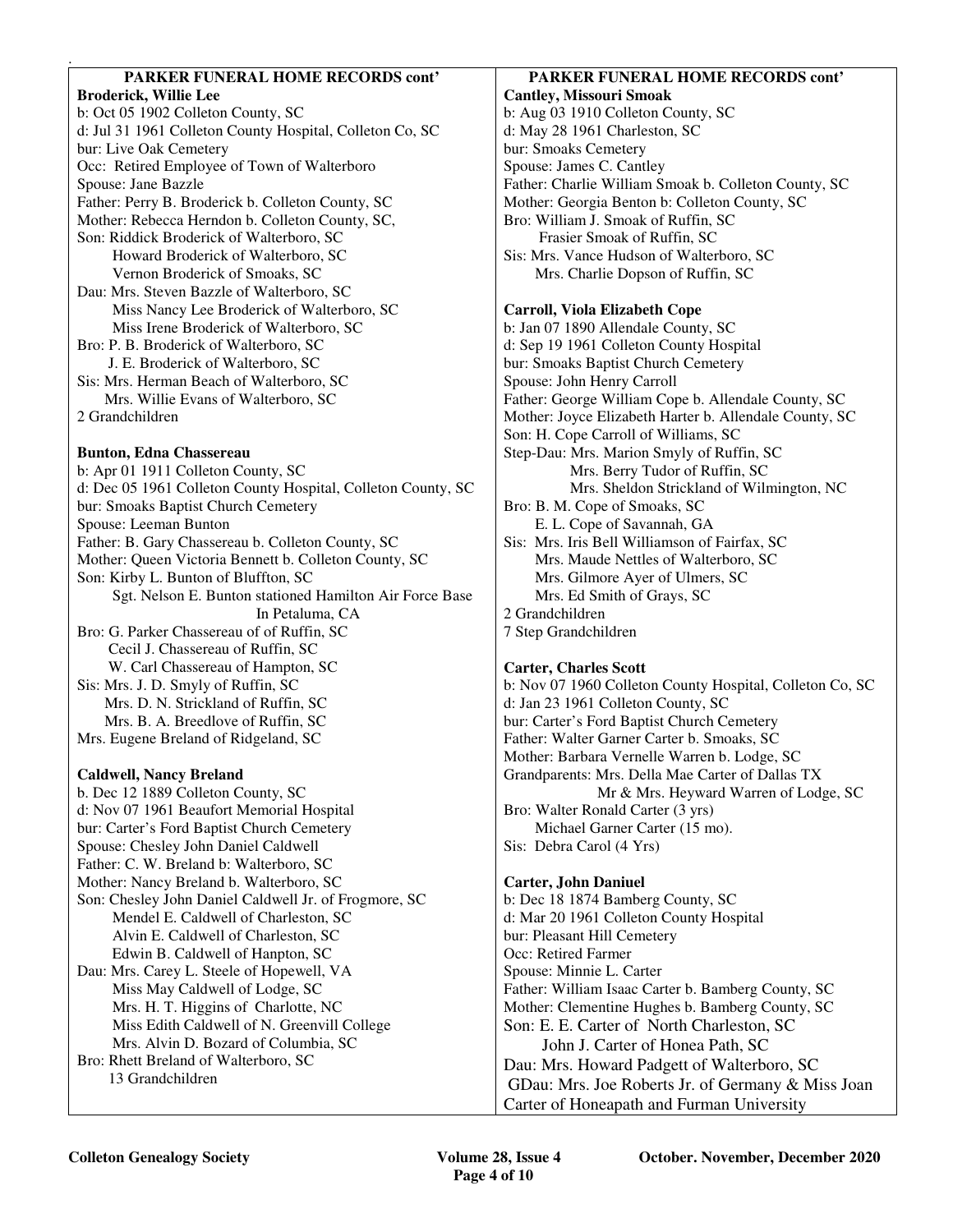## PARKER FUNERAL HOME RECORDS cont'

**Broderick, Willie Lee**
b: Oct 05 1902 Colleton County, SC
d: Jul 31 1961 Colleton County Hospital, Colleton Co, SC
bur: Live Oak Cemetery
Occ: Retired Employee of Town of Walterboro
Spouse: Jane Bazzle
Father: Perry B. Broderick b. Colleton County, SC
Mother: Rebecca Herndon b. Colleton County, SC,
Son: Riddick Broderick of Walterboro, SC
Howard Broderick of Walterboro, SC
Vernon Broderick of Smoaks, SC
Dau: Mrs. Steven Bazzle of Walterboro, SC
Miss Nancy Lee Broderick of Walterboro, SC
Miss Irene Broderick of Walterboro, SC
Bro: P. B. Broderick of Walterboro, SC
J. E. Broderick of Walterboro, SC
Sis: Mrs. Herman Beach of Walterboro, SC
Mrs. Willie Evans of Walterboro, SC
2 Grandchildren

**Bunton, Edna Chassereau**
b: Apr 01 1911 Colleton County, SC
d: Dec 05 1961 Colleton County Hospital, Colleton County, SC
bur: Smoaks Baptist Church Cemetery
Spouse: Leeman Bunton
Father: B. Gary Chassereau b. Colleton County, SC
Mother: Queen Victoria Bennett b. Colleton County, SC
Son: Kirby L. Bunton of Bluffton, SC
Sgt. Nelson E. Bunton stationed Hamilton Air Force Base In Petaluma, CA
Bro: G. Parker Chassereau of of Ruffin, SC
Cecil J. Chassereau of Ruffin, SC
W. Carl Chassereau of Hampton, SC
Sis: Mrs. J. D. Smyly of Ruffin, SC
Mrs. D. N. Strickland of Ruffin, SC
Mrs. B. A. Breedlove of Ruffin, SC
Mrs. Eugene Breland of Ridgeland, SC

**Caldwell, Nancy Breland**
b. Dec 12 1889 Colleton County, SC
d: Nov 07 1961 Beaufort Memorial Hospital
bur: Carter's Ford Baptist Church Cemetery
Spouse: Chesley John Daniel Caldwell
Father: C. W. Breland b: Walterboro, SC
Mother: Nancy Breland b. Walterboro, SC
Son: Chesley John Daniel Caldwell Jr. of Frogmore, SC
Mendel E. Caldwell of Charleston, SC
Alvin E. Caldwell of Charleston, SC
Edwin B. Caldwell of Hanpton, SC
Dau: Mrs. Carey L. Steele of Hopewell, VA
Miss May Caldwell of Lodge, SC
Mrs. H. T. Higgins of Charlotte, NC
Miss Edith Caldwell of N. Greenvill College
Mrs. Alvin D. Bozard of Columbia, SC
Bro: Rhett Breland of Walterboro, SC
13 Grandchildren

**Cantley, Missouri Smoak**
b: Aug 03 1910 Colleton County, SC
d: May 28 1961 Charleston, SC
bur: Smoaks Cemetery
Spouse: James C. Cantley
Father: Charlie William Smoak b. Colleton County, SC
Mother: Georgia Benton b: Colleton County, SC
Bro: William J. Smoak of Ruffin, SC
Frasier Smoak of Ruffin, SC
Sis: Mrs. Vance Hudson of Walterboro, SC
Mrs. Charlie Dopson of Ruffin, SC

**Carroll, Viola Elizabeth Cope**
b: Jan 07 1890 Allendale County, SC
d: Sep 19 1961 Colleton County Hospital
bur: Smoaks Baptist Church Cemetery
Spouse: John Henry Carroll
Father: George William Cope b. Allendale County, SC
Mother: Joyce Elizabeth Harter b. Allendale County, SC
Son: H. Cope Carroll of Williams, SC
Step-Dau: Mrs. Marion Smyly of Ruffin, SC
Mrs. Berry Tudor of Ruffin, SC
Mrs. Sheldon Strickland of Wilmington, NC
Bro: B. M. Cope of Smoaks, SC
E. L. Cope of Savannah, GA
Sis: Mrs. Iris Bell Williamson of Fairfax, SC
Mrs. Maude Nettles of Walterboro, SC
Mrs. Gilmore Ayer of Ulmers, SC
Mrs. Ed Smith of Grays, SC
2 Grandchildren
7 Step Grandchildren

**Carter, Charles Scott**
b: Nov 07 1960 Colleton County Hospital, Colleton Co, SC
d: Jan 23 1961 Colleton County, SC
bur: Carter's Ford Baptist Church Cemetery
Father: Walter Garner Carter b. Smoaks, SC
Mother: Barbara Vernelle Warren b. Lodge, SC
Grandparents: Mrs. Della Mae Carter of Dallas TX
Mr & Mrs. Heyward Warren of Lodge, SC
Bro: Walter Ronald Carter (3 yrs)
Michael Garner Carter (15 mo).
Sis: Debra Carol (4 Yrs)

**Carter, John Daniuel**
b: Dec 18 1874 Bamberg County, SC
d: Mar 20 1961 Colleton County Hospital
bur: Pleasant Hill Cemetery
Occ: Retired Farmer
Spouse: Minnie L. Carter
Father: William Isaac Carter b. Bamberg County, SC
Mother: Clementine Hughes b. Bamberg County, SC
Son: E. E. Carter of North Charleston, SC
John J. Carter of Honea Path, SC
Dau: Mrs. Howard Padgett of Walterboro, SC
GDau: Mrs. Joe Roberts Jr. of Germany & Miss Joan Carter of Honeapath and Furman University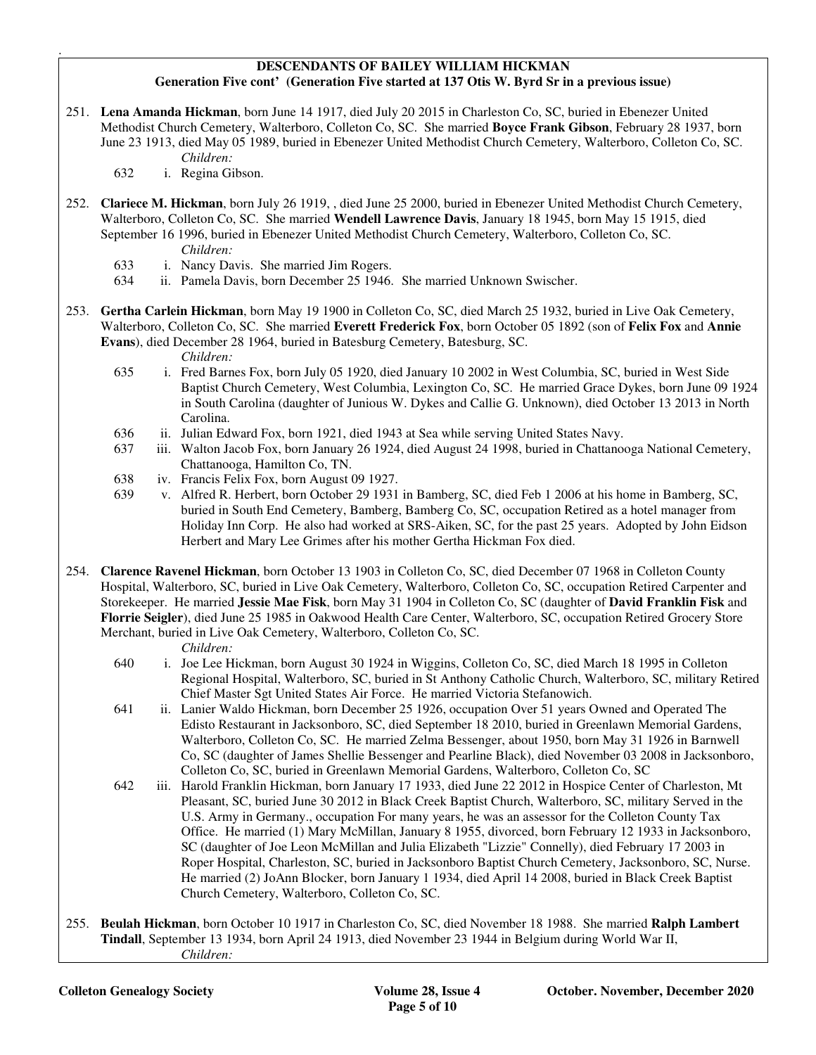## DESCENDANTS OF BAILEY WILLIAM HICKMAN

**Generation Five cont' (Generation Five started at 137 Otis W. Byrd Sr in a previous issue)**

251. **Lena Amanda Hickman**, born June 14 1917, died July 20 2015 in Charleston Co, SC, buried in Ebenezer United Methodist Church Cemetery, Walterboro, Colleton Co, SC. She married **Boyce Frank Gibson**, February 28 1937, born June 23 1913, died May 05 1989, buried in Ebenezer United Methodist Church Cemetery, Walterboro, Colleton Co, SC.

    *Children:*

    632 i. Regina Gibson.

252. **Clariece M. Hickman**, born July 26 1919, , died June 25 2000, buried in Ebenezer United Methodist Church Cemetery, Walterboro, Colleton Co, SC. She married **Wendell Lawrence Davis**, January 18 1945, born May 15 1915, died September 16 1996, buried in Ebenezer United Methodist Church Cemetery, Walterboro, Colleton Co, SC.

    *Children:*

    633 i. Nancy Davis. She married Jim Rogers.

    634 ii. Pamela Davis, born December 25 1946. She married Unknown Swischer.

253. **Gertha Carlein Hickman**, born May 19 1900 in Colleton Co, SC, died March 25 1932, buried in Live Oak Cemetery, Walterboro, Colleton Co, SC. She married **Everett Frederick Fox**, born October 05 1892 (son of **Felix Fox** and **Annie Evans**), died December 28 1964, buried in Batesburg Cemetery, Batesburg, SC.

    *Children:*

    635 i. Fred Barnes Fox, born July 05 1920, died January 10 2002 in West Columbia, SC, buried in West Side Baptist Church Cemetery, West Columbia, Lexington Co, SC. He married Grace Dykes, born June 09 1924 in South Carolina (daughter of Junious W. Dykes and Callie G. Unknown), died October 13 2013 in North Carolina.

    636 ii. Julian Edward Fox, born 1921, died 1943 at Sea while serving United States Navy.

    637 iii. Walton Jacob Fox, born January 26 1924, died August 24 1998, buried in Chattanooga National Cemetery, Chattanooga, Hamilton Co, TN.

    638 iv. Francis Felix Fox, born August 09 1927.

    639 v. Alfred R. Herbert, born October 29 1931 in Bamberg, SC, died Feb 1 2006 at his home in Bamberg, SC, buried in South End Cemetery, Bamberg, Bamberg Co, SC, occupation Retired as a hotel manager from Holiday Inn Corp. He also had worked at SRS-Aiken, SC, for the past 25 years. Adopted by John Eidson Herbert and Mary Lee Grimes after his mother Gertha Hickman Fox died.

254. **Clarence Ravenel Hickman**, born October 13 1903 in Colleton Co, SC, died December 07 1968 in Colleton County Hospital, Walterboro, SC, buried in Live Oak Cemetery, Walterboro, Colleton Co, SC, occupation Retired Carpenter and Storekeeper. He married **Jessie Mae Fisk**, born May 31 1904 in Colleton Co, SC (daughter of **David Franklin Fisk** and **Florrie Seigler**), died June 25 1985 in Oakwood Health Care Center, Walterboro, SC, occupation Retired Grocery Store Merchant, buried in Live Oak Cemetery, Walterboro, Colleton Co, SC.

    *Children:*

    640 i. Joe Lee Hickman, born August 30 1924 in Wiggins, Colleton Co, SC, died March 18 1995 in Colleton Regional Hospital, Walterboro, SC, buried in St Anthony Catholic Church, Walterboro, SC, military Retired Chief Master Sgt United States Air Force. He married Victoria Stefanowich.

    641 ii. Lanier Waldo Hickman, born December 25 1926, occupation Over 51 years Owned and Operated The Edisto Restaurant in Jacksonboro, SC, died September 18 2010, buried in Greenlawn Memorial Gardens, Walterboro, Colleton Co, SC. He married Zelma Bessenger, about 1950, born May 31 1926 in Barnwell Co, SC (daughter of James Shellie Bessenger and Pearline Black), died November 03 2008 in Jacksonboro, Colleton Co, SC, buried in Greenlawn Memorial Gardens, Walterboro, Colleton Co, SC

    642 iii. Harold Franklin Hickman, born January 17 1933, died June 22 2012 in Hospice Center of Charleston, Mt Pleasant, SC, buried June 30 2012 in Black Creek Baptist Church, Walterboro, SC, military Served in the U.S. Army in Germany., occupation For many years, he was an assessor for the Colleton County Tax Office. He married (1) Mary McMillan, January 8 1955, divorced, born February 12 1933 in Jacksonboro, SC (daughter of Joe Leon McMillan and Julia Elizabeth "Lizzie" Connelly), died February 17 2003 in Roper Hospital, Charleston, SC, buried in Jacksonboro Baptist Church Cemetery, Jacksonboro, SC, Nurse. He married (2) JoAnn Blocker, born January 1 1934, died April 14 2008, buried in Black Creek Baptist Church Cemetery, Walterboro, Colleton Co, SC.

255. **Beulah Hickman**, born October 10 1917 in Charleston Co, SC, died November 18 1988. She married **Ralph Lambert Tindall**, September 13 1934, born April 24 1913, died November 23 1944 in Belgium during World War II,

    *Children:*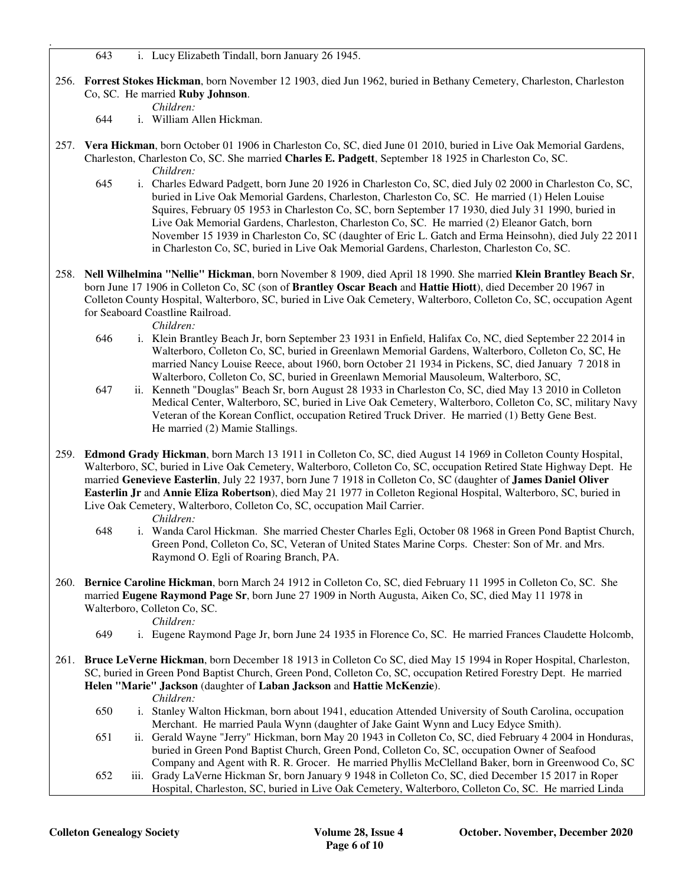643 i. Lucy Elizabeth Tindall, born January 26 1945.

256. **Forrest Stokes Hickman**, born November 12 1903, died Jun 1962, buried in Bethany Cemetery, Charleston, Charleston Co, SC. He married **Ruby Johnson**.

*Children:*

644 i. William Allen Hickman.

257. **Vera Hickman**, born October 01 1906 in Charleston Co, SC, died June 01 2010, buried in Live Oak Memorial Gardens, Charleston, Charleston Co, SC. She married **Charles E. Padgett**, September 18 1925 in Charleston Co, SC.

*Children:*

645 i. Charles Edward Padgett, born June 20 1926 in Charleston Co, SC, died July 02 2000 in Charleston Co, SC, buried in Live Oak Memorial Gardens, Charleston, Charleston Co, SC. He married (1) Helen Louise Squires, February 05 1953 in Charleston Co, SC, born September 17 1930, died July 31 1990, buried in Live Oak Memorial Gardens, Charleston, Charleston Co, SC. He married (2) Eleanor Gatch, born November 15 1939 in Charleston Co, SC (daughter of Eric L. Gatch and Erma Heinsohn), died July 22 2011 in Charleston Co, SC, buried in Live Oak Memorial Gardens, Charleston, Charleston Co, SC.

258. **Nell Wilhelmina "Nellie" Hickman**, born November 8 1909, died April 18 1990. She married **Klein Brantley Beach Sr**, born June 17 1906 in Colleton Co, SC (son of **Brantley Oscar Beach** and **Hattie Hiott**), died December 20 1967 in Colleton County Hospital, Walterboro, SC, buried in Live Oak Cemetery, Walterboro, Colleton Co, SC, occupation Agent for Seaboard Coastline Railroad.

*Children:*

646 i. Klein Brantley Beach Jr, born September 23 1931 in Enfield, Halifax Co, NC, died September 22 2014 in Walterboro, Colleton Co, SC, buried in Greenlawn Memorial Gardens, Walterboro, Colleton Co, SC, He married Nancy Louise Reece, about 1960, born October 21 1934 in Pickens, SC, died January 7 2018 in Walterboro, Colleton Co, SC, buried in Greenlawn Memorial Mausoleum, Walterboro, SC,

647 ii. Kenneth "Douglas" Beach Sr, born August 28 1933 in Charleston Co, SC, died May 13 2010 in Colleton Medical Center, Walterboro, SC, buried in Live Oak Cemetery, Walterboro, Colleton Co, SC, military Navy Veteran of the Korean Conflict, occupation Retired Truck Driver. He married (1) Betty Gene Best. He married (2) Mamie Stallings.

259. **Edmond Grady Hickman**, born March 13 1911 in Colleton Co, SC, died August 14 1969 in Colleton County Hospital, Walterboro, SC, buried in Live Oak Cemetery, Walterboro, Colleton Co, SC, occupation Retired State Highway Dept. He married **Genevieve Easterlin**, July 22 1937, born June 7 1918 in Colleton Co, SC (daughter of **James Daniel Oliver Easterlin Jr** and **Annie Eliza Robertson**), died May 21 1977 in Colleton Regional Hospital, Walterboro, SC, buried in Live Oak Cemetery, Walterboro, Colleton Co, SC, occupation Mail Carrier.

*Children:*

648 i. Wanda Carol Hickman. She married Chester Charles Egli, October 08 1968 in Green Pond Baptist Church, Green Pond, Colleton Co, SC, Veteran of United States Marine Corps. Chester: Son of Mr. and Mrs. Raymond O. Egli of Roaring Branch, PA.

260. **Bernice Caroline Hickman**, born March 24 1912 in Colleton Co, SC, died February 11 1995 in Colleton Co, SC. She married **Eugene Raymond Page Sr**, born June 27 1909 in North Augusta, Aiken Co, SC, died May 11 1978 in Walterboro, Colleton Co, SC.

*Children:*

649 i. Eugene Raymond Page Jr, born June 24 1935 in Florence Co, SC. He married Frances Claudette Holcomb,

261. **Bruce LeVerne Hickman**, born December 18 1913 in Colleton Co SC, died May 15 1994 in Roper Hospital, Charleston, SC, buried in Green Pond Baptist Church, Green Pond, Colleton Co, SC, occupation Retired Forestry Dept. He married **Helen "Marie" Jackson** (daughter of **Laban Jackson** and **Hattie McKenzie**).

*Children:*

650 i. Stanley Walton Hickman, born about 1941, education Attended University of South Carolina, occupation Merchant. He married Paula Wynn (daughter of Jake Gaint Wynn and Lucy Edyce Smith).

651 ii. Gerald Wayne "Jerry" Hickman, born May 20 1943 in Colleton Co, SC, died February 4 2004 in Honduras, buried in Green Pond Baptist Church, Green Pond, Colleton Co, SC, occupation Owner of Seafood Company and Agent with R. R. Grocer. He married Phyllis McClelland Baker, born in Greenwood Co, SC

652 iii. Grady LaVerne Hickman Sr, born January 9 1948 in Colleton Co, SC, died December 15 2017 in Roper Hospital, Charleston, SC, buried in Live Oak Cemetery, Walterboro, Colleton Co, SC. He married Linda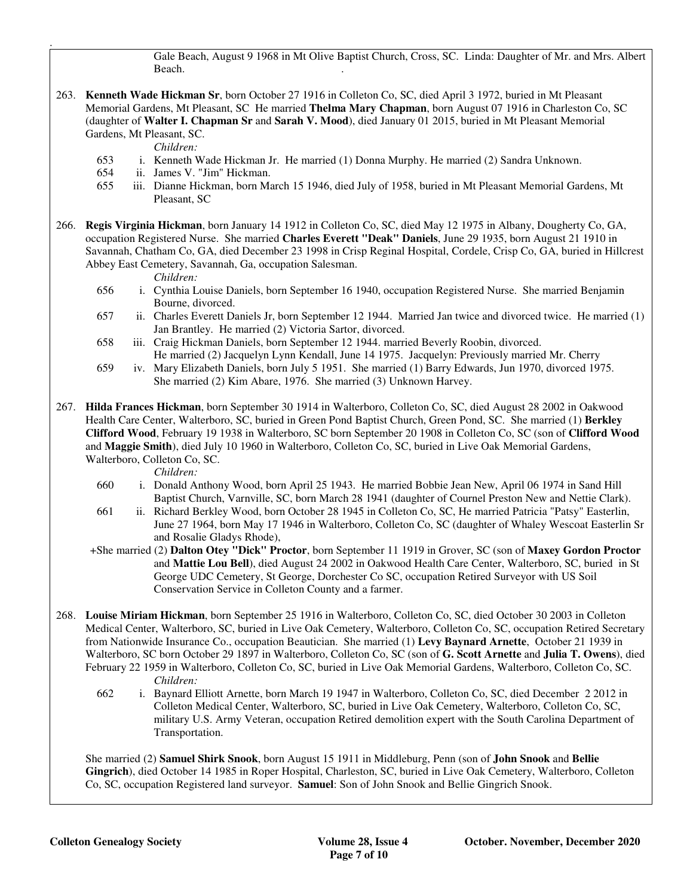Gale Beach, August 9 1968 in Mt Olive Baptist Church, Cross, SC. Linda: Daughter of Mr. and Mrs. Albert Beach.

263. **Kenneth Wade Hickman Sr**, born October 27 1916 in Colleton Co, SC, died April 3 1972, buried in Mt Pleasant Memorial Gardens, Mt Pleasant, SC He married **Thelma Mary Chapman**, born August 07 1916 in Charleston Co, SC (daughter of **Walter I. Chapman Sr** and **Sarah V. Mood**), died January 01 2015, buried in Mt Pleasant Memorial Gardens, Mt Pleasant, SC.

*Children:*

- 653 i. Kenneth Wade Hickman Jr. He married (1) Donna Murphy. He married (2) Sandra Unknown.
- 654 ii. James V. "Jim" Hickman.
- 655 iii. Dianne Hickman, born March 15 1946, died July of 1958, buried in Mt Pleasant Memorial Gardens, Mt Pleasant, SC

266. **Regis Virginia Hickman**, born January 14 1912 in Colleton Co, SC, died May 12 1975 in Albany, Dougherty Co, GA, occupation Registered Nurse. She married **Charles Everett "Deak" Daniels**, June 29 1935, born August 21 1910 in Savannah, Chatham Co, GA, died December 23 1998 in Crisp Reginal Hospital, Cordele, Crisp Co, GA, buried in Hillcrest Abbey East Cemetery, Savannah, Ga, occupation Salesman.

*Children:*

- 656 i. Cynthia Louise Daniels, born September 16 1940, occupation Registered Nurse. She married Benjamin Bourne, divorced.
- 657 ii. Charles Everett Daniels Jr, born September 12 1944. Married Jan twice and divorced twice. He married (1) Jan Brantley. He married (2) Victoria Sartor, divorced.
- 658 iii. Craig Hickman Daniels, born September 12 1944. married Beverly Roobin, divorced. He married (2) Jacquelyn Lynn Kendall, June 14 1975. Jacquelyn: Previously married Mr. Cherry
- 659 iv. Mary Elizabeth Daniels, born July 5 1951. She married (1) Barry Edwards, Jun 1970, divorced 1975. She married (2) Kim Abare, 1976. She married (3) Unknown Harvey.

267. **Hilda Frances Hickman**, born September 30 1914 in Walterboro, Colleton Co, SC, died August 28 2002 in Oakwood Health Care Center, Walterboro, SC, buried in Green Pond Baptist Church, Green Pond, SC. She married (1) **Berkley Clifford Wood**, February 19 1938 in Walterboro, SC born September 20 1908 in Colleton Co, SC (son of **Clifford Wood** and **Maggie Smith**), died July 10 1960 in Walterboro, Colleton Co, SC, buried in Live Oak Memorial Gardens, Walterboro, Colleton Co, SC.

*Children:*

- 660 i. Donald Anthony Wood, born April 25 1943. He married Bobbie Jean New, April 06 1974 in Sand Hill Baptist Church, Varnville, SC, born March 28 1941 (daughter of Cournel Preston New and Nettie Clark).
- 661 ii. Richard Berkley Wood, born October 28 1945 in Colleton Co, SC, He married Patricia "Patsy" Easterlin, June 27 1964, born May 17 1946 in Walterboro, Colleton Co, SC (daughter of Whaley Wescoat Easterlin Sr and Rosalie Gladys Rhode),

+She married (2) **Dalton Otey "Dick" Proctor**, born September 11 1919 in Grover, SC (son of **Maxey Gordon Proctor** and **Mattie Lou Bell**), died August 24 2002 in Oakwood Health Care Center, Walterboro, SC, buried in St George UDC Cemetery, St George, Dorchester Co SC, occupation Retired Surveyor with US Soil Conservation Service in Colleton County and a farmer.

268. **Louise Miriam Hickman**, born September 25 1916 in Walterboro, Colleton Co, SC, died October 30 2003 in Colleton Medical Center, Walterboro, SC, buried in Live Oak Cemetery, Walterboro, Colleton Co, SC, occupation Retired Secretary from Nationwide Insurance Co., occupation Beautician. She married (1) **Levy Baynard Arnette**, October 21 1939 in Walterboro, SC born October 29 1897 in Walterboro, Colleton Co, SC (son of **G. Scott Arnette** and **Julia T. Owens**), died February 22 1959 in Walterboro, Colleton Co, SC, buried in Live Oak Memorial Gardens, Walterboro, Colleton Co, SC.

*Children:*

- 662 i. Baynard Elliott Arnette, born March 19 1947 in Walterboro, Colleton Co, SC, died December 2 2012 in Colleton Medical Center, Walterboro, SC, buried in Live Oak Cemetery, Walterboro, Colleton Co, SC, military U.S. Army Veteran, occupation Retired demolition expert with the South Carolina Department of Transportation.

She married (2) **Samuel Shirk Snook**, born August 15 1911 in Middleburg, Penn (son of **John Snook** and **Bellie Gingrich**), died October 14 1985 in Roper Hospital, Charleston, SC, buried in Live Oak Cemetery, Walterboro, Colleton Co, SC, occupation Registered land surveyor. **Samuel**: Son of John Snook and Bellie Gingrich Snook.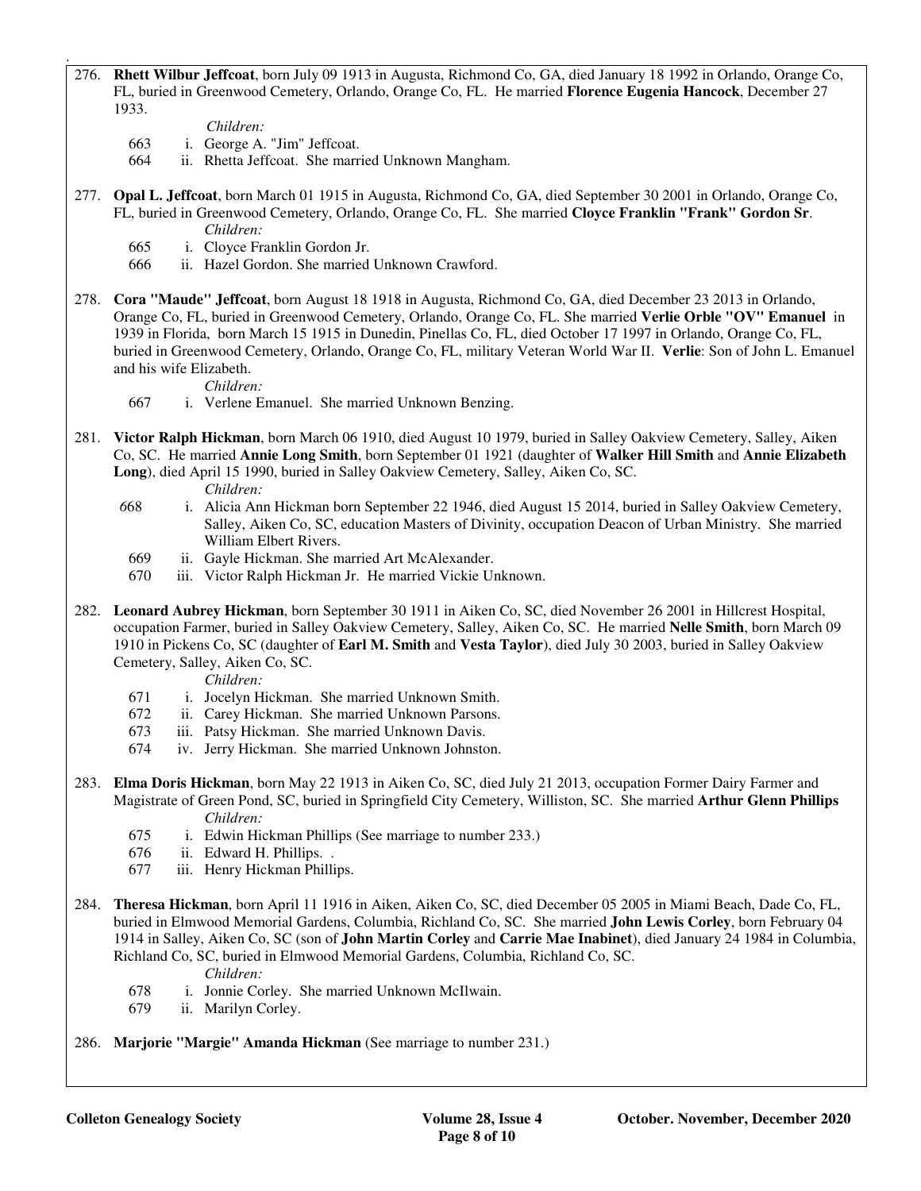276. **Rhett Wilbur Jeffcoat**, born July 09 1913 in Augusta, Richmond Co, GA, died January 18 1992 in Orlando, Orange Co, FL, buried in Greenwood Cemetery, Orlando, Orange Co, FL. He married **Florence Eugenia Hancock**, December 27 1933.

*Children:*

- 663 i. George A. "Jim" Jeffcoat.
- 664 ii. Rhetta Jeffcoat. She married Unknown Mangham.

277. **Opal L. Jeffcoat**, born March 01 1915 in Augusta, Richmond Co, GA, died September 30 2001 in Orlando, Orange Co, FL, buried in Greenwood Cemetery, Orlando, Orange Co, FL. She married **Cloyce Franklin "Frank" Gordon Sr**.

*Children:*

- 665 i. Cloyce Franklin Gordon Jr.
- 666 ii. Hazel Gordon. She married Unknown Crawford.

278. **Cora "Maude" Jeffcoat**, born August 18 1918 in Augusta, Richmond Co, GA, died December 23 2013 in Orlando, Orange Co, FL, buried in Greenwood Cemetery, Orlando, Orange Co, FL. She married **Verlie Orble "OV" Emanuel** in 1939 in Florida, born March 15 1915 in Dunedin, Pinellas Co, FL, died October 17 1997 in Orlando, Orange Co, FL, buried in Greenwood Cemetery, Orlando, Orange Co, FL, military Veteran World War II. **Verlie**: Son of John L. Emanuel and his wife Elizabeth.

*Children:*

- 667 i. Verlene Emanuel. She married Unknown Benzing.

281. **Victor Ralph Hickman**, born March 06 1910, died August 10 1979, buried in Salley Oakview Cemetery, Salley, Aiken Co, SC. He married **Annie Long Smith**, born September 01 1921 (daughter of **Walker Hill Smith** and **Annie Elizabeth Long**), died April 15 1990, buried in Salley Oakview Cemetery, Salley, Aiken Co, SC.

*Children:*

- 668 i. Alicia Ann Hickman born September 22 1946, died August 15 2014, buried in Salley Oakview Cemetery, Salley, Aiken Co, SC, education Masters of Divinity, occupation Deacon of Urban Ministry. She married William Elbert Rivers.
- 669 ii. Gayle Hickman. She married Art McAlexander.
- 670 iii. Victor Ralph Hickman Jr. He married Vickie Unknown.

282. **Leonard Aubrey Hickman**, born September 30 1911 in Aiken Co, SC, died November 26 2001 in Hillcrest Hospital, occupation Farmer, buried in Salley Oakview Cemetery, Salley, Aiken Co, SC. He married **Nelle Smith**, born March 09 1910 in Pickens Co, SC (daughter of **Earl M. Smith** and **Vesta Taylor**), died July 30 2003, buried in Salley Oakview Cemetery, Salley, Aiken Co, SC.

*Children:*

- 671 i. Jocelyn Hickman. She married Unknown Smith.
- 672 ii. Carey Hickman. She married Unknown Parsons.
- 673 iii. Patsy Hickman. She married Unknown Davis.
- 674 iv. Jerry Hickman. She married Unknown Johnston.

283. **Elma Doris Hickman**, born May 22 1913 in Aiken Co, SC, died July 21 2013, occupation Former Dairy Farmer and Magistrate of Green Pond, SC, buried in Springfield City Cemetery, Williston, SC. She married **Arthur Glenn Phillips**

*Children:*

- 675 i. Edwin Hickman Phillips (See marriage to number 233.)
- 676 ii. Edward H. Phillips. .
- 677 iii. Henry Hickman Phillips.

284. **Theresa Hickman**, born April 11 1916 in Aiken, Aiken Co, SC, died December 05 2005 in Miami Beach, Dade Co, FL, buried in Elmwood Memorial Gardens, Columbia, Richland Co, SC. She married **John Lewis Corley**, born February 04 1914 in Salley, Aiken Co, SC (son of **John Martin Corley** and **Carrie Mae Inabinet**), died January 24 1984 in Columbia, Richland Co, SC, buried in Elmwood Memorial Gardens, Columbia, Richland Co, SC.

*Children:*

- 678 i. Jonnie Corley. She married Unknown McIlwain.
- 679 ii. Marilyn Corley.

286. **Marjorie "Margie" Amanda Hickman** (See marriage to number 231.)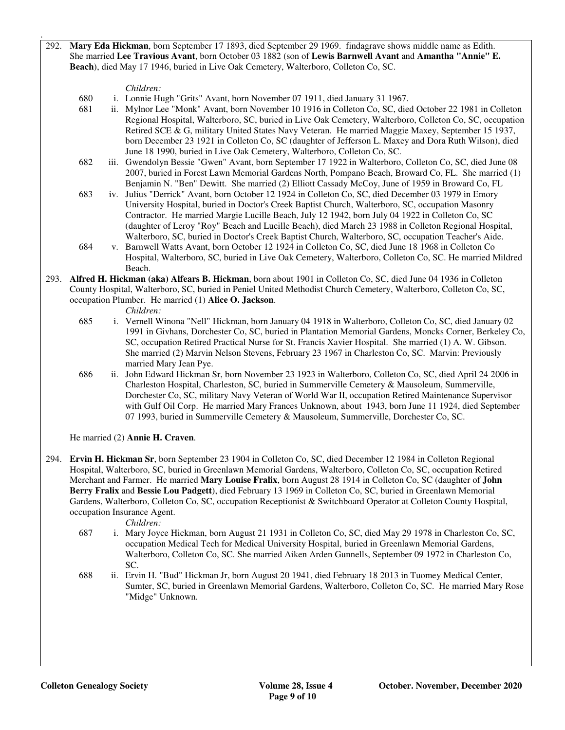292. **Mary Eda Hickman**, born September 17 1893, died September 29 1969. findagrave shows middle name as Edith. She married **Lee Travious Avant**, born October 03 1882 (son of **Lewis Barnwell Avant** and **Amantha "Annie" E. Beach**), died May 17 1946, buried in Live Oak Cemetery, Walterboro, Colleton Co, SC.

*Children:*

- 680 i. Lonnie Hugh "Grits" Avant, born November 07 1911, died January 31 1967.
- 681 ii. Mylnor Lee "Monk" Avant, born November 10 1916 in Colleton Co, SC, died October 22 1981 in Colleton Regional Hospital, Walterboro, SC, buried in Live Oak Cemetery, Walterboro, Colleton Co, SC, occupation Retired SCE & G, military United States Navy Veteran. He married Maggie Maxey, September 15 1937, born December 23 1921 in Colleton Co, SC (daughter of Jefferson L. Maxey and Dora Ruth Wilson), died June 18 1990, buried in Live Oak Cemetery, Walterboro, Colleton Co, SC.
- 682 iii. Gwendolyn Bessie "Gwen" Avant, born September 17 1922 in Walterboro, Colleton Co, SC, died June 08 2007, buried in Forest Lawn Memorial Gardens North, Pompano Beach, Broward Co, FL. She married (1) Benjamin N. "Ben" Dewitt. She married (2) Elliott Cassady McCoy, June of 1959 in Broward Co, FL
- 683 iv. Julius "Derrick" Avant, born October 12 1924 in Colleton Co, SC, died December 03 1979 in Emory University Hospital, buried in Doctor's Creek Baptist Church, Walterboro, SC, occupation Masonry Contractor. He married Margie Lucille Beach, July 12 1942, born July 04 1922 in Colleton Co, SC (daughter of Leroy "Roy" Beach and Lucille Beach), died March 23 1988 in Colleton Regional Hospital, Walterboro, SC, buried in Doctor's Creek Baptist Church, Walterboro, SC, occupation Teacher's Aide.
- 684 v. Barnwell Watts Avant, born October 12 1924 in Colleton Co, SC, died June 18 1968 in Colleton Co Hospital, Walterboro, SC, buried in Live Oak Cemetery, Walterboro, Colleton Co, SC. He married Mildred Beach.

293. **Alfred H. Hickman (aka) Alfears B. Hickman**, born about 1901 in Colleton Co, SC, died June 04 1936 in Colleton County Hospital, Walterboro, SC, buried in Peniel United Methodist Church Cemetery, Walterboro, Colleton Co, SC, occupation Plumber. He married (1) **Alice O. Jackson**.

*Children:*

- 685 i. Vernell Winona "Nell" Hickman, born January 04 1918 in Walterboro, Colleton Co, SC, died January 02 1991 in Givhans, Dorchester Co, SC, buried in Plantation Memorial Gardens, Moncks Corner, Berkeley Co, SC, occupation Retired Practical Nurse for St. Francis Xavier Hospital. She married (1) A. W. Gibson. She married (2) Marvin Nelson Stevens, February 23 1967 in Charleston Co, SC. Marvin: Previously married Mary Jean Pye.
- 686 ii. John Edward Hickman Sr, born November 23 1923 in Walterboro, Colleton Co, SC, died April 24 2006 in Charleston Hospital, Charleston, SC, buried in Summerville Cemetery & Mausoleum, Summerville, Dorchester Co, SC, military Navy Veteran of World War II, occupation Retired Maintenance Supervisor with Gulf Oil Corp. He married Mary Frances Unknown, about 1943, born June 11 1924, died September 07 1993, buried in Summerville Cemetery & Mausoleum, Summerville, Dorchester Co, SC.

He married (2) **Annie H. Craven**.

294. **Ervin H. Hickman Sr**, born September 23 1904 in Colleton Co, SC, died December 12 1984 in Colleton Regional Hospital, Walterboro, SC, buried in Greenlawn Memorial Gardens, Walterboro, Colleton Co, SC, occupation Retired Merchant and Farmer. He married **Mary Louise Fralix**, born August 28 1914 in Colleton Co, SC (daughter of **John Berry Fralix** and **Bessie Lou Padgett**), died February 13 1969 in Colleton Co, SC, buried in Greenlawn Memorial Gardens, Walterboro, Colleton Co, SC, occupation Receptionist & Switchboard Operator at Colleton County Hospital, occupation Insurance Agent.

*Children:*

- 687 i. Mary Joyce Hickman, born August 21 1931 in Colleton Co, SC, died May 29 1978 in Charleston Co, SC, occupation Medical Tech for Medical University Hospital, buried in Greenlawn Memorial Gardens, Walterboro, Colleton Co, SC. She married Aiken Arden Gunnells, September 09 1972 in Charleston Co, SC.
- 688 ii. Ervin H. "Bud" Hickman Jr, born August 20 1941, died February 18 2013 in Tuomey Medical Center, Sumter, SC, buried in Greenlawn Memorial Gardens, Walterboro, Colleton Co, SC. He married Mary Rose "Midge" Unknown.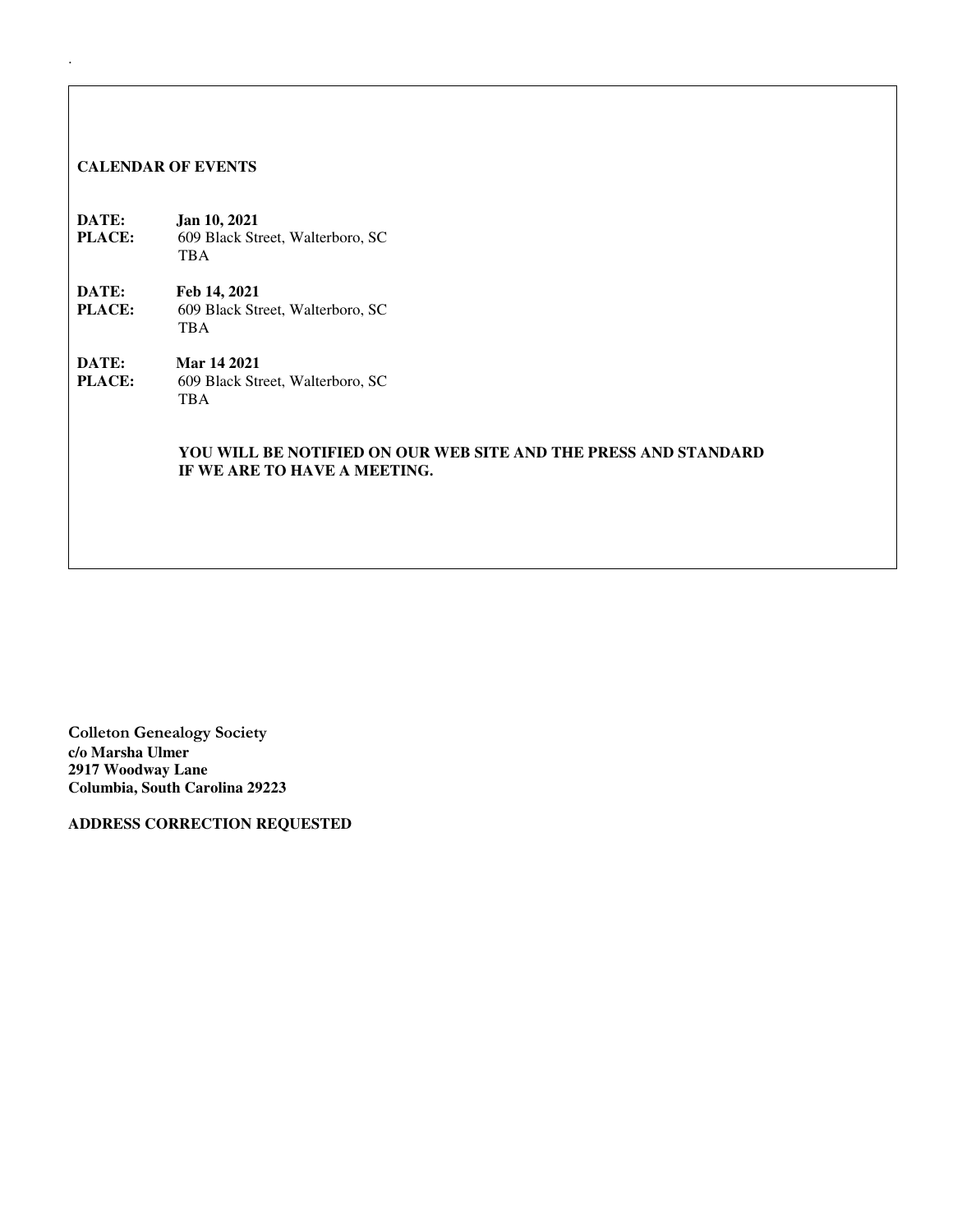**CALENDAR OF EVENTS**

**DATE:** **Jan 10, 2021**
**PLACE:** 609 Black Street, Walterboro, SC
TBA

**DATE:** **Feb 14, 2021**
**PLACE:** 609 Black Street, Walterboro, SC
TBA

**DATE:** **Mar 14 2021**
**PLACE:** 609 Black Street, Walterboro, SC
TBA

**YOU WILL BE NOTIFIED ON OUR WEB SITE AND THE PRESS AND STANDARD IF WE ARE TO HAVE A MEETING.**

**Colleton Genealogy Society**
**c/o Marsha Ulmer**
**2917 Woodway Lane**
**Columbia, South Carolina 29223**

**ADDRESS CORRECTION REQUESTED**